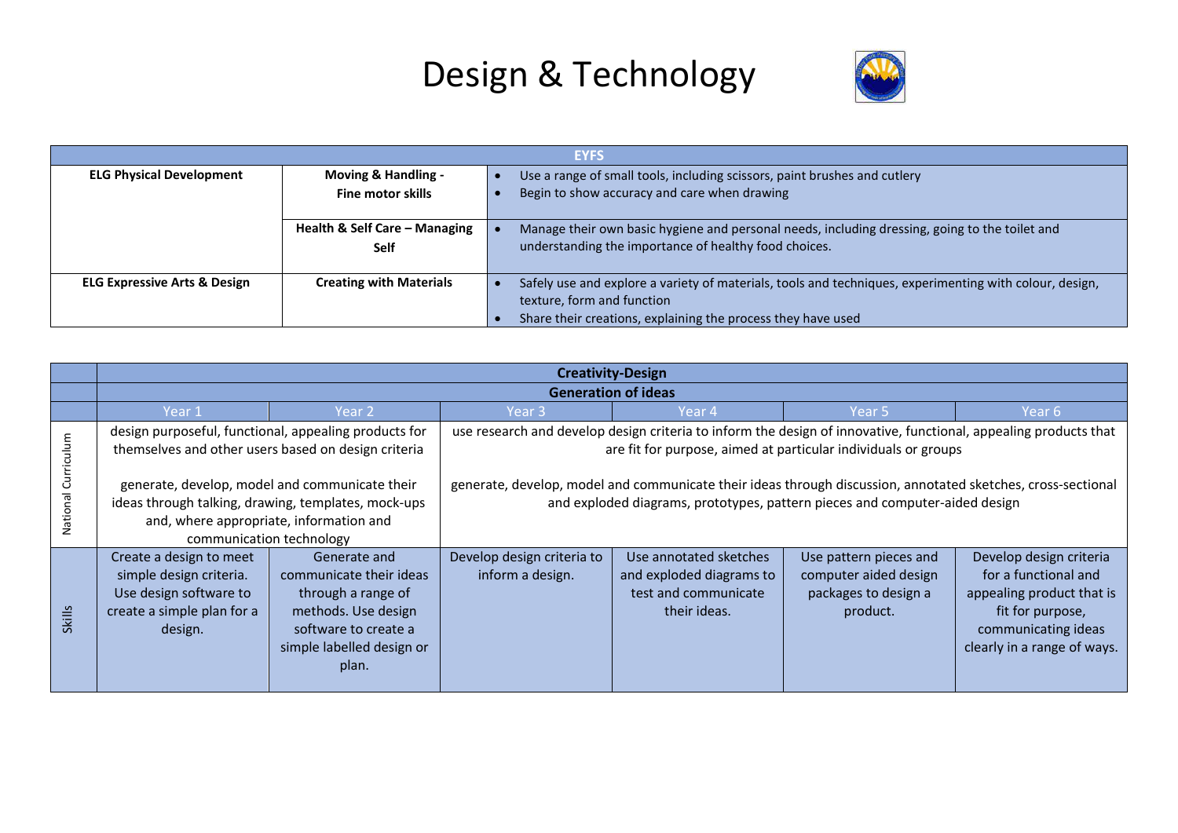# Design & Technology

| EYFS | | |
|---|---|---|
| **ELG Physical Development** | **Moving & Handling - Fine motor skills** | • Use a range of small tools, including scissors, paint brushes and cutlery<br>• Begin to show accuracy and care when drawing |
| | **Health & Self Care – Managing Self** | • Manage their own basic hygiene and personal needs, including dressing, going to the toilet and understanding the importance of healthy food choices. |
| **ELG Expressive Arts & Design** | **Creating with Materials** | • Safely use and explore a variety of materials, tools and techniques, experimenting with colour, design, texture, form and function<br>• Share their creations, explaining the process they have used |

| | **Creativity-Design** | | | | | |
|---|---|---|---|---|---|---|
| | **Generation of ideas** | | | | | |
| | Year 1 | Year 2 | Year 3 | Year 4 | Year 5 | Year 6 |
| National Curriculum | design purposeful, functional, appealing products for themselves and other users based on design criteria<br><br>generate, develop, model and communicate their ideas through talking, drawing, templates, mock-ups and, where appropriate, information and communication technology | | use research and develop design criteria to inform the design of innovative, functional, appealing products that are fit for purpose, aimed at particular individuals or groups<br><br>generate, develop, model and communicate their ideas through discussion, annotated sketches, cross-sectional and exploded diagrams, prototypes, pattern pieces and computer-aided design | | | |
| Skills | Create a design to meet simple design criteria. Use design software to create a simple plan for a design. | Generate and communicate their ideas through a range of methods. Use design software to create a simple labelled design or plan. | Develop design criteria to inform a design. | Use annotated sketches and exploded diagrams to test and communicate their ideas. | Use pattern pieces and computer aided design packages to design a product. | Develop design criteria for a functional and appealing product that is fit for purpose, communicating ideas clearly in a range of ways. |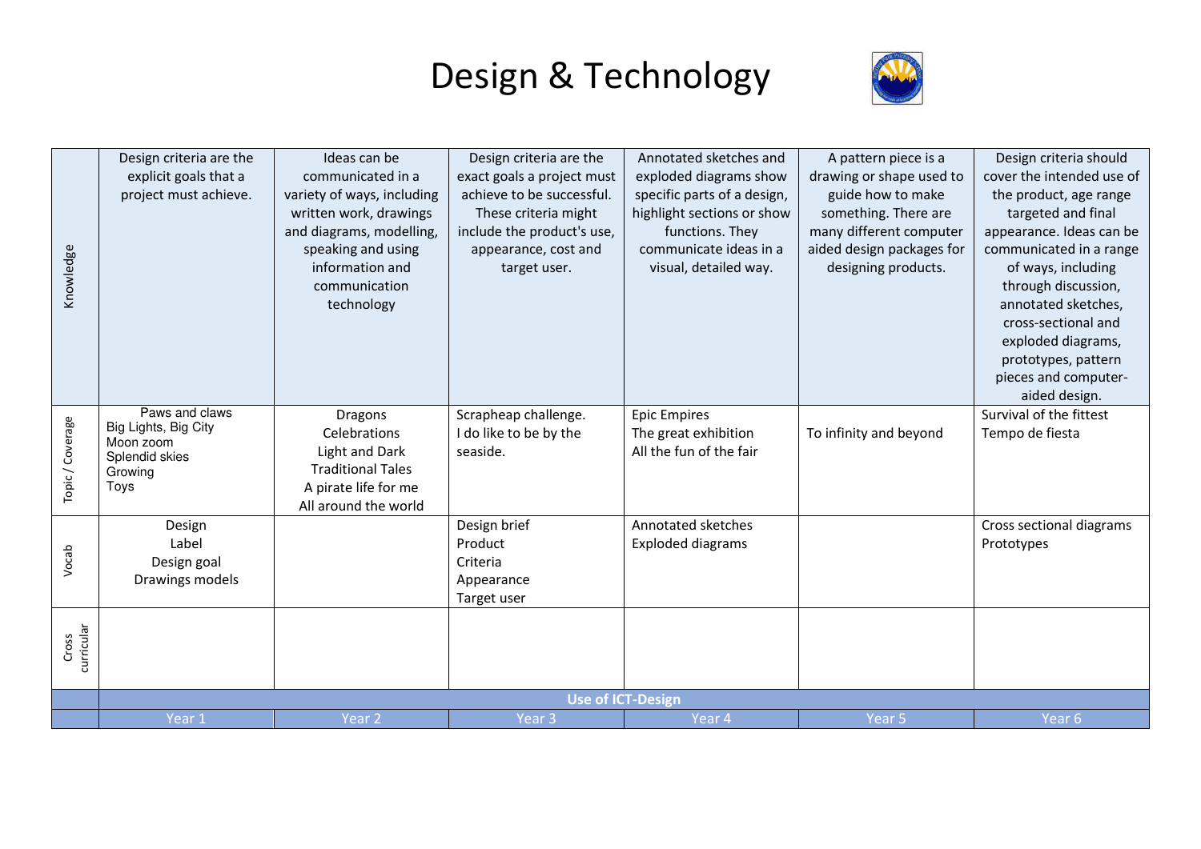# Design & Technology

| | Year 1 | Year 2 | Year 3 | Year 4 | Year 5 | Year 6 |
|---|---|---|---|---|---|---|
| Knowledge | Design criteria are the explicit goals that a project must achieve. | Ideas can be communicated in a variety of ways, including written work, drawings and diagrams, modelling, speaking and using information and communication technology | Design criteria are the exact goals a project must achieve to be successful. These criteria might include the product's use, appearance, cost and target user. | Annotated sketches and exploded diagrams show specific parts of a design, highlight sections or show functions. They communicate ideas in a visual, detailed way. | A pattern piece is a drawing or shape used to guide how to make something. There are many different computer aided design packages for designing products. | Design criteria should cover the intended use of the product, age range targeted and final appearance. Ideas can be communicated in a range of ways, including through discussion, annotated sketches, cross-sectional and exploded diagrams, prototypes, pattern pieces and computer-aided design. |
| Topic / Coverage | Paws and claws<br>Big Lights, Big City<br>Moon zoom<br>Splendid skies<br>Growing<br>Toys | Dragons<br>Celebrations<br>Light and Dark<br>Traditional Tales<br>A pirate life for me<br>All around the world | Scrapheap challenge.<br>I do like to be by the seaside. | Epic Empires<br>The great exhibition<br>All the fun of the fair | To infinity and beyond | Survival of the fittest<br>Tempo de fiesta |
| Vocab | Design<br>Label<br>Design goal<br>Drawings models | | Design brief<br>Product<br>Criteria<br>Appearance<br>Target user | Annotated sketches<br>Exploded diagrams | | Cross sectional diagrams<br>Prototypes |
| Cross curricular | | | | | | |
| | **Use of ICT-Design** | | | | | |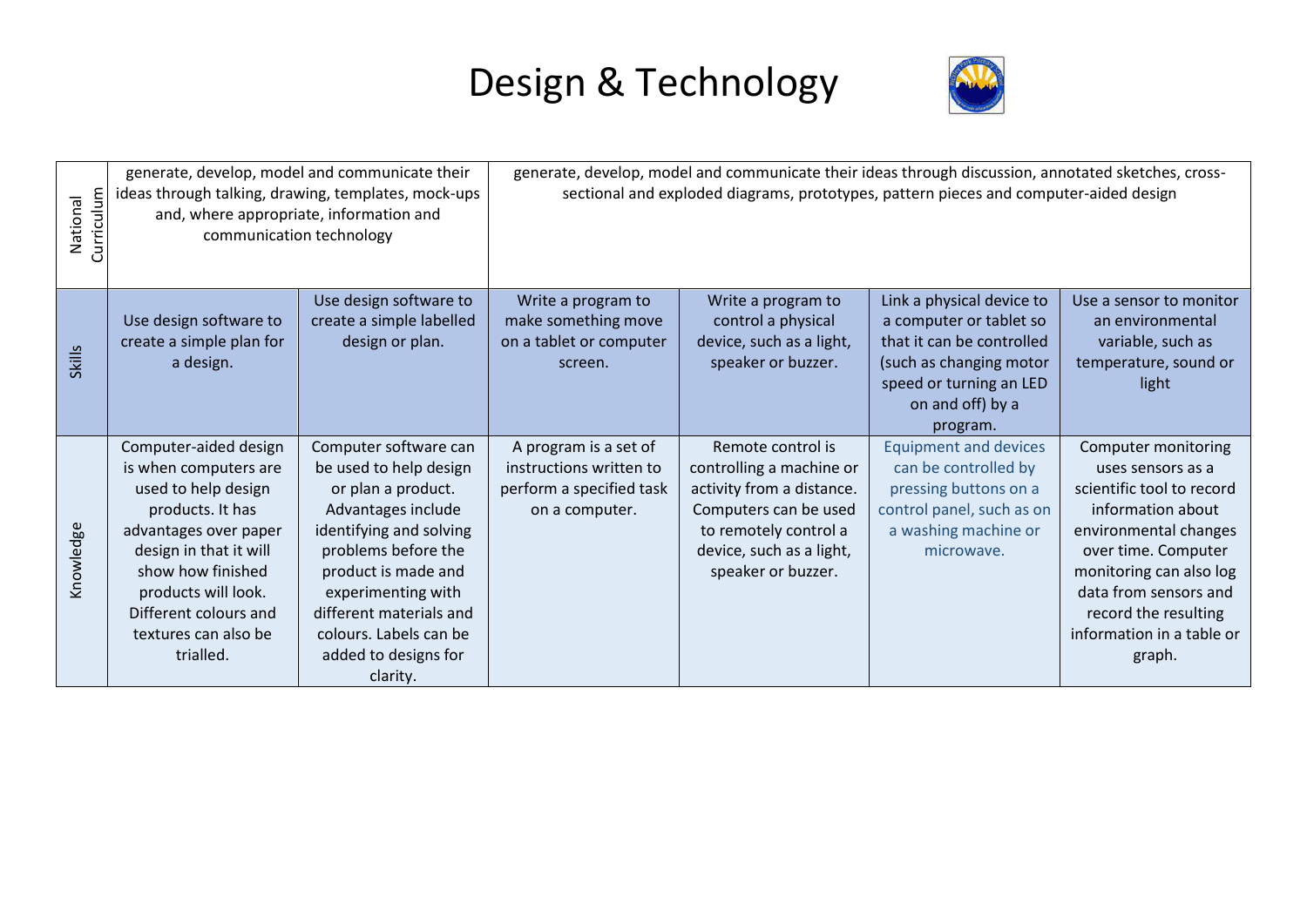# Design & Technology

| | | | | | | |
|---|---|---|---|---|---|---|
| National Curriculum | generate, develop, model and communicate their ideas through talking, drawing, templates, mock-ups and, where appropriate, information and communication technology | | generate, develop, model and communicate their ideas through discussion, annotated sketches, cross-sectional and exploded diagrams, prototypes, pattern pieces and computer-aided design | | | |
| Skills | Use design software to create a simple plan for a design. | Use design software to create a simple labelled design or plan. | Write a program to make something move on a tablet or computer screen. | Write a program to control a physical device, such as a light, speaker or buzzer. | Link a physical device to a computer or tablet so that it can be controlled (such as changing motor speed or turning an LED on and off) by a program. | Use a sensor to monitor an environmental variable, such as temperature, sound or light |
| Knowledge | Computer-aided design is when computers are used to help design products. It has advantages over paper design in that it will show how finished products will look. Different colours and textures can also be trialled. | Computer software can be used to help design or plan a product. Advantages include identifying and solving problems before the product is made and experimenting with different materials and colours. Labels can be added to designs for clarity. | A program is a set of instructions written to perform a specified task on a computer. | Remote control is controlling a machine or activity from a distance. Computers can be used to remotely control a device, such as a light, speaker or buzzer. | Equipment and devices can be controlled by pressing buttons on a control panel, such as on a washing machine or microwave. | Computer monitoring uses sensors as a scientific tool to record information about environmental changes over time. Computer monitoring can also log data from sensors and record the resulting information in a table or graph. |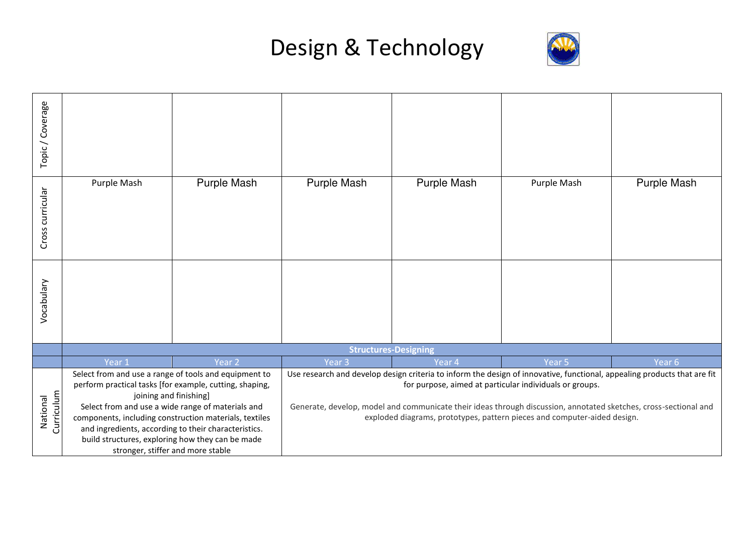# Design & Technology

| | | | | | | |
|---|---|---|---|---|---|---|
| Topic / Coverage | | | | | | |
| Cross curricular | Purple Mash | Purple Mash | Purple Mash | Purple Mash | Purple Mash | Purple Mash |
| Vocabulary | | | | | | |
| | **Structures-Designing** | | | | | |
| | Year 1 | Year 2 | Year 3 | Year 4 | Year 5 | Year 6 |
| National Curriculum | Select from and use a range of tools and equipment to perform practical tasks [for example, cutting, shaping, joining and finishing]<br>Select from and use a wide range of materials and components, including construction materials, textiles and ingredients, according to their characteristics.<br>build structures, exploring how they can be made stronger, stiffer and more stable | | Use research and develop design criteria to inform the design of innovative, functional, appealing products that are fit for purpose, aimed at particular individuals or groups.<br><br>Generate, develop, model and communicate their ideas through discussion, annotated sketches, cross-sectional and exploded diagrams, prototypes, pattern pieces and computer-aided design. | | | |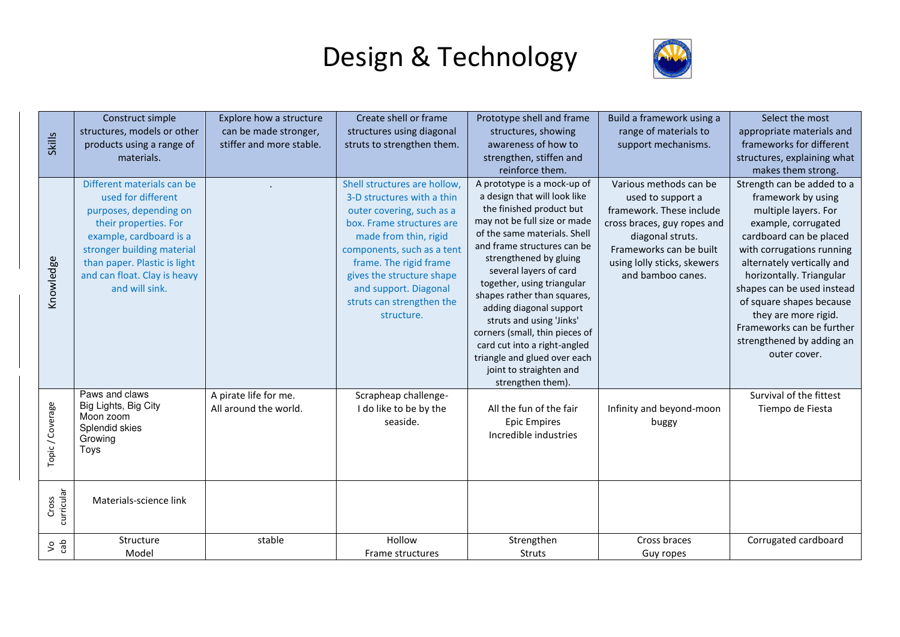# Design & Technology

| | | | | | | |
|---|---|---|---|---|---|---|
| **Skills** | Construct simple structures, models or other products using a range of materials. | Explore how a structure can be made stronger, stiffer and more stable. | Create shell or frame structures using diagonal struts to strengthen them. | Prototype shell and frame structures, showing awareness of how to strengthen, stiffen and reinforce them. | Build a framework using a range of materials to support mechanisms. | Select the most appropriate materials and frameworks for different structures, explaining what makes them strong. |
| **Knowledge** | Different materials can be used for different purposes, depending on their properties. For example, cardboard is a stronger building material than paper. Plastic is light and can float. Clay is heavy and will sink. | . | Shell structures are hollow, 3-D structures with a thin outer covering, such as a box. Frame structures are made from thin, rigid components, such as a tent frame. The rigid frame gives the structure shape and support. Diagonal struts can strengthen the structure. | A prototype is a mock-up of a design that will look like the finished product but may not be full size or made of the same materials. Shell and frame structures can be strengthened by gluing several layers of card together, using triangular shapes rather than squares, adding diagonal support struts and using 'Jinks' corners (small, thin pieces of card cut into a right-angled triangle and glued over each joint to straighten and strengthen them). | Various methods can be used to support a framework. These include cross braces, guy ropes and diagonal struts. Frameworks can be built using lolly sticks, skewers and bamboo canes. | Strength can be added to a framework by using multiple layers. For example, corrugated cardboard can be placed with corrugations running alternately vertically and horizontally. Triangular shapes can be used instead of square shapes because they are more rigid. Frameworks can be further strengthened by adding an outer cover. |
| **Topic / Coverage** | Paws and claws<br>Big Lights, Big City<br>Moon zoom<br>Splendid skies<br>Growing<br>Toys | A pirate life for me.<br>All around the world. | Scrapheap challenge-<br>I do like to be by the seaside. | All the fun of the fair<br>Epic Empires<br>Incredible industries | Infinity and beyond-moon buggy | Survival of the fittest<br>Tiempo de Fiesta |
| **Cross curricular** | Materials-science link | | | | | |
| **Vocab** | Structure<br>Model | stable | Hollow<br>Frame structures | Strengthen<br>Struts | Cross braces<br>Guy ropes | Corrugated cardboard |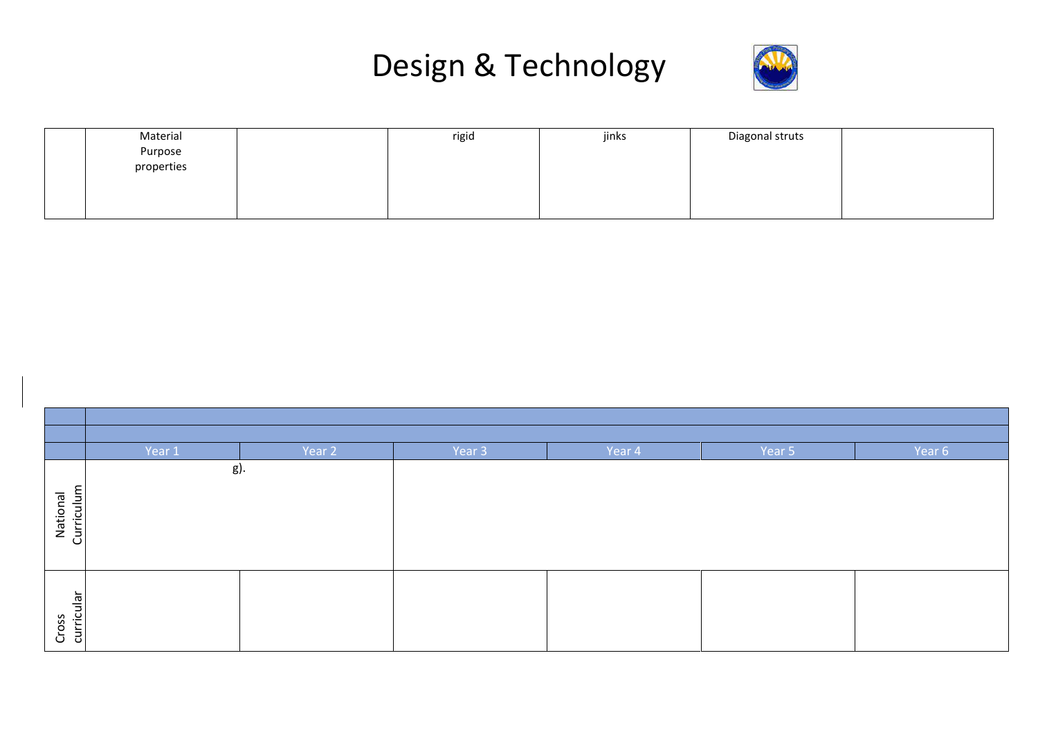# Design & Technology

| | | | | | | |
|---|---|---|---|---|---|---|
| | Material Purpose properties | | rigid | jinks | Diagonal struts | |

| | | | | | | |
|---|---|---|---|---|---|---|
| | | | | | | |
| | | | | | | |
| | Year 1 | Year 2 | Year 3 | Year 4 | Year 5 | Year 6 |
| National Curriculum | g). | | | | | |
| Cross curricular | | | | | | |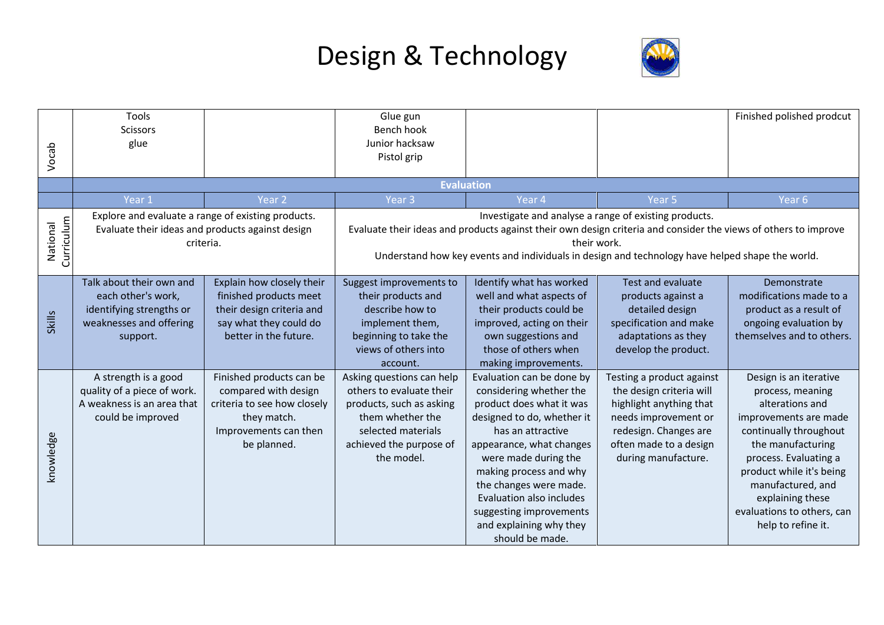# Design & Technology

| | | | | | | |
|---|---|---|---|---|---|---|
| Vocab | Tools<br>Scissors<br>glue | | Glue gun<br>Bench hook<br>Junior hacksaw<br>Pistol grip | | | Finished polished prodcut |
| | **Evaluation** | | | | | |
| | Year 1 | Year 2 | Year 3 | Year 4 | Year 5 | Year 6 |
| National Curriculum | Explore and evaluate a range of existing products.<br>Evaluate their ideas and products against design criteria. | | Investigate and analyse a range of existing products.<br>Evaluate their ideas and products against their own design criteria and consider the views of others to improve their work.<br>Understand how key events and individuals in design and technology have helped shape the world. | | | |
| Skills | Talk about their own and each other's work, identifying strengths or weaknesses and offering support. | Explain how closely their finished products meet their design criteria and say what they could do better in the future. | Suggest improvements to their products and describe how to implement them, beginning to take the views of others into account. | Identify what has worked well and what aspects of their products could be improved, acting on their own suggestions and those of others when making improvements. | Test and evaluate products against a detailed design specification and make adaptations as they develop the product. | Demonstrate modifications made to a product as a result of ongoing evaluation by themselves and to others. |
| knowledge | A strength is a good quality of a piece of work. A weakness is an area that could be improved | Finished products can be compared with design criteria to see how closely they match. Improvements can then be planned. | Asking questions can help others to evaluate their products, such as asking them whether the selected materials achieved the purpose of the model. | Evaluation can be done by considering whether the product does what it was designed to do, whether it has an attractive appearance, what changes were made during the making process and why the changes were made. Evaluation also includes suggesting improvements and explaining why they should be made. | Testing a product against the design criteria will highlight anything that needs improvement or redesign. Changes are often made to a design during manufacture. | Design is an iterative process, meaning alterations and improvements are made continually throughout the manufacturing process. Evaluating a product while it's being manufactured, and explaining these evaluations to others, can help to refine it. |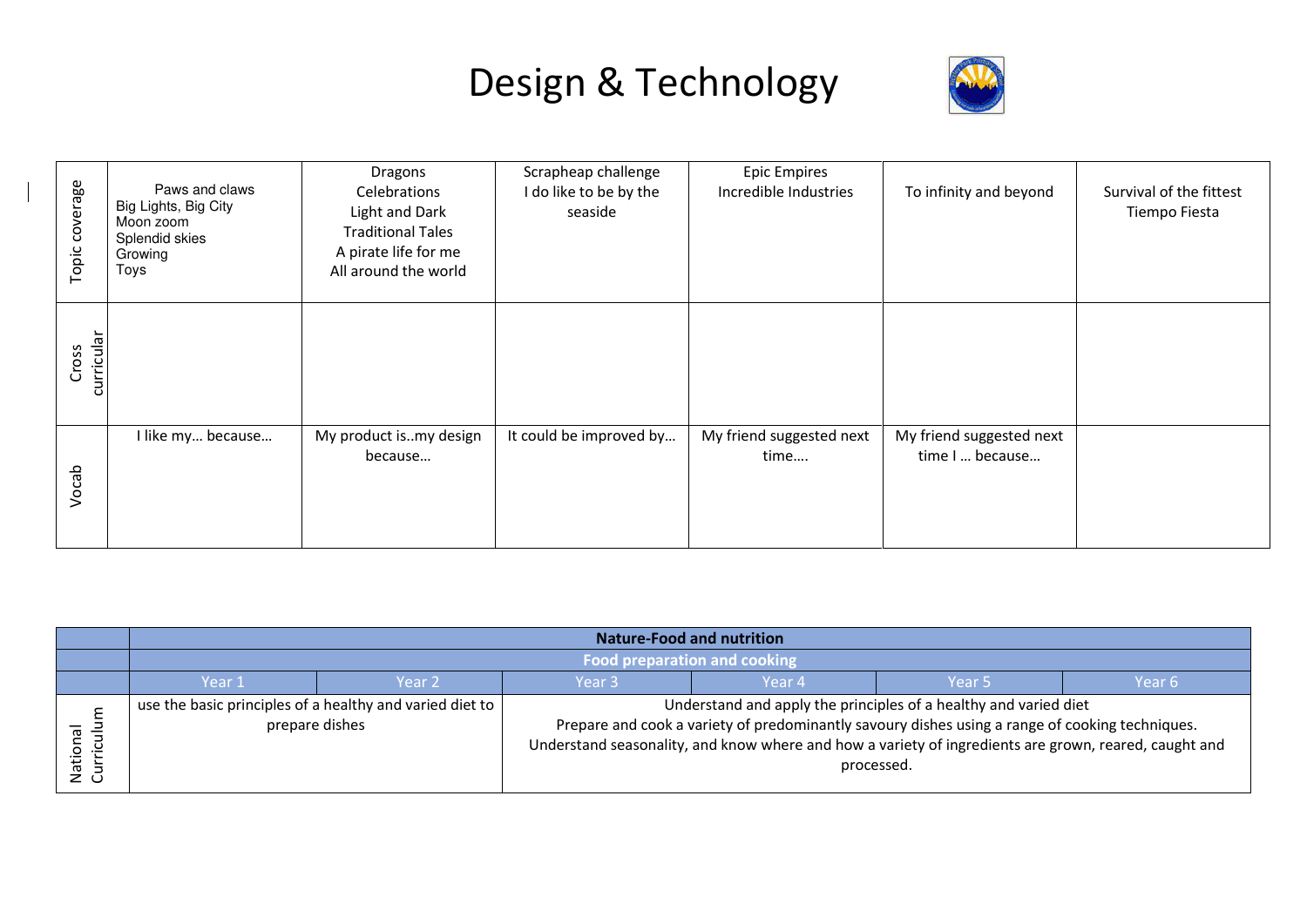# Design & Technology

| Topic coverage | Paws and claws<br>Big Lights, Big City<br>Moon zoom<br>Splendid skies<br>Growing<br>Toys | Dragons<br>Celebrations<br>Light and Dark<br>Traditional Tales<br>A pirate life for me<br>All around the world | Scrapheap challenge<br>I do like to be by the seaside | Epic Empires<br>Incredible Industries | To infinity and beyond | Survival of the fittest<br>Tiempo Fiesta |
|---|---|---|---|---|---|---|
| Cross curricular | | | | | | |
| Vocab | I like my… because… | My product is..my design because… | It could be improved by… | My friend suggested next time…. | My friend suggested next time I … because… | |

| | Nature-Food and nutrition | | | | | |
|---|---|---|---|---|---|---|
| | Food preparation and cooking | | | | | |
| | Year 1 | Year 2 | Year 3 | Year 4 | Year 5 | Year 6 |
| National Curriculum | use the basic principles of a healthy and varied diet to prepare dishes | | Understand and apply the principles of a healthy and varied diet<br>Prepare and cook a variety of predominantly savoury dishes using a range of cooking techniques.<br>Understand seasonality, and know where and how a variety of ingredients are grown, reared, caught and processed. | | | |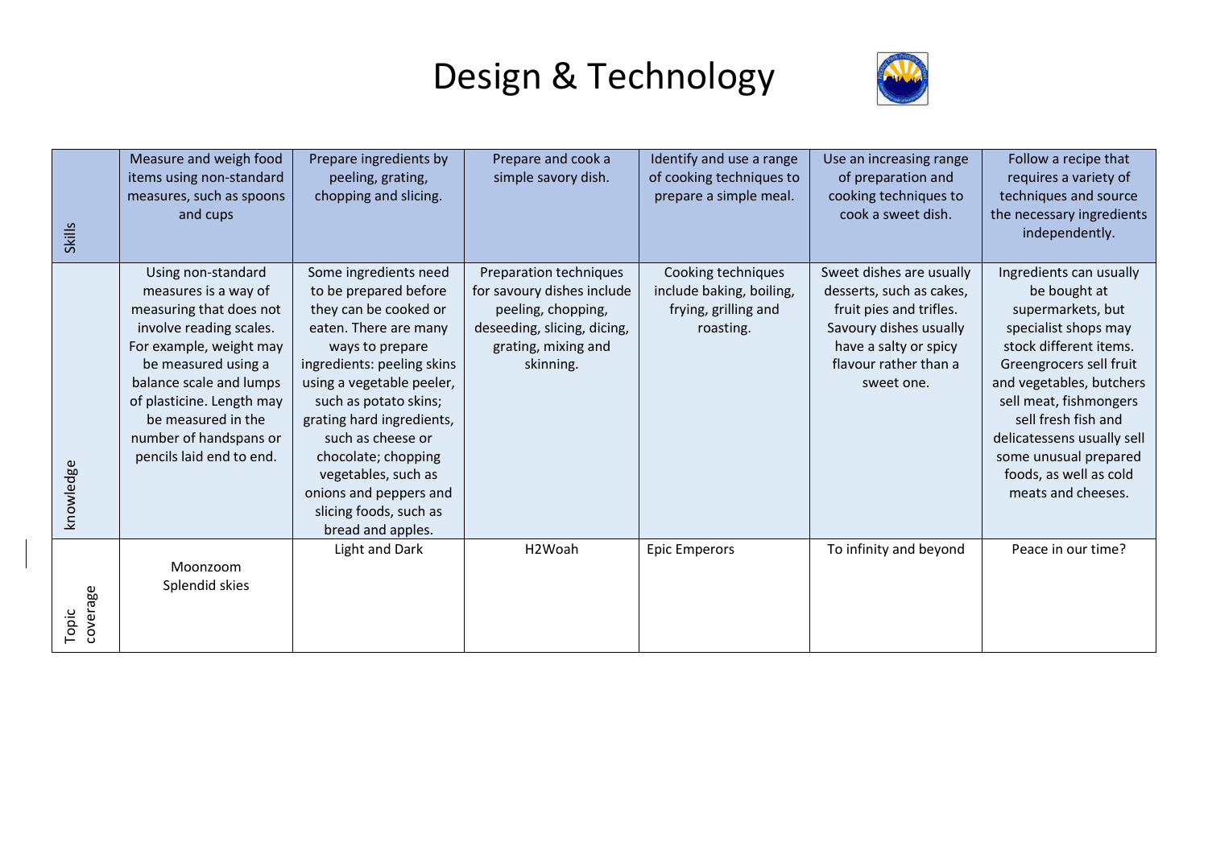# Design & Technology

| | | | | | | |
|---|---|---|---|---|---|---|
| Skills | Measure and weigh food items using non-standard measures, such as spoons and cups | Prepare ingredients by peeling, grating, chopping and slicing. | Prepare and cook a simple savory dish. | Identify and use a range of cooking techniques to prepare a simple meal. | Use an increasing range of preparation and cooking techniques to cook a sweet dish. | Follow a recipe that requires a variety of techniques and source the necessary ingredients independently. |
| knowledge | Using non-standard measures is a way of measuring that does not involve reading scales. For example, weight may be measured using a balance scale and lumps of plasticine. Length may be measured in the number of handspans or pencils laid end to end. | Some ingredients need to be prepared before they can be cooked or eaten. There are many ways to prepare ingredients: peeling skins using a vegetable peeler, such as potato skins; grating hard ingredients, such as cheese or chocolate; chopping vegetables, such as onions and peppers and slicing foods, such as bread and apples. | Preparation techniques for savoury dishes include peeling, chopping, deseeding, slicing, dicing, grating, mixing and skinning. | Cooking techniques include baking, boiling, frying, grilling and roasting. | Sweet dishes are usually desserts, such as cakes, fruit pies and trifles. Savoury dishes usually have a salty or spicy flavour rather than a sweet one. | Ingredients can usually be bought at supermarkets, but specialist shops may stock different items. Greengrocers sell fruit and vegetables, butchers sell meat, fishmongers sell fresh fish and delicatessens usually sell some unusual prepared foods, as well as cold meats and cheeses. |
| Topic coverage | Moonzoom<br>Splendid skies | Light and Dark | H2Woah | Epic Emperors | To infinity and beyond | Peace in our time? |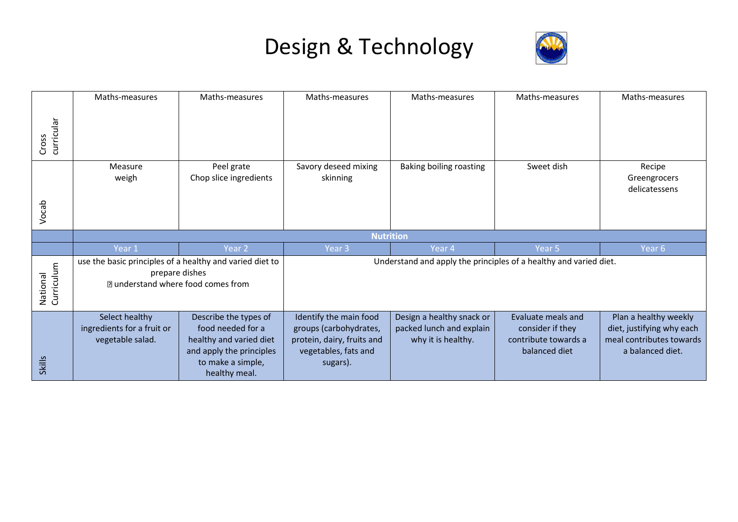# Design & Technology

| | Year 1 | Year 2 | Year 3 | Year 4 | Year 5 | Year 6 |
|---|---|---|---|---|---|---|
| Cross curricular | Maths-measures | Maths-measures | Maths-measures | Maths-measures | Maths-measures | Maths-measures |
| Vocab | Measure weigh | Peel grate Chop slice ingredients | Savory deseed mixing skinning | Baking boiling roasting | Sweet dish | Recipe Greengrocers delicatessens |
| | **Nutrition** | | | | | |
| | Year 1 | Year 2 | Year 3 | Year 4 | Year 5 | Year 6 |
| National Curriculum | use the basic principles of a healthy and varied diet to prepare dishes ▯ understand where food comes from | | Understand and apply the principles of a healthy and varied diet. | | | |
| Skills | Select healthy ingredients for a fruit or vegetable salad. | Describe the types of food needed for a healthy and varied diet and apply the principles to make a simple, healthy meal. | Identify the main food groups (carbohydrates, protein, dairy, fruits and vegetables, fats and sugars). | Design a healthy snack or packed lunch and explain why it is healthy. | Evaluate meals and consider if they contribute towards a balanced diet | Plan a healthy weekly diet, justifying why each meal contributes towards a balanced diet. |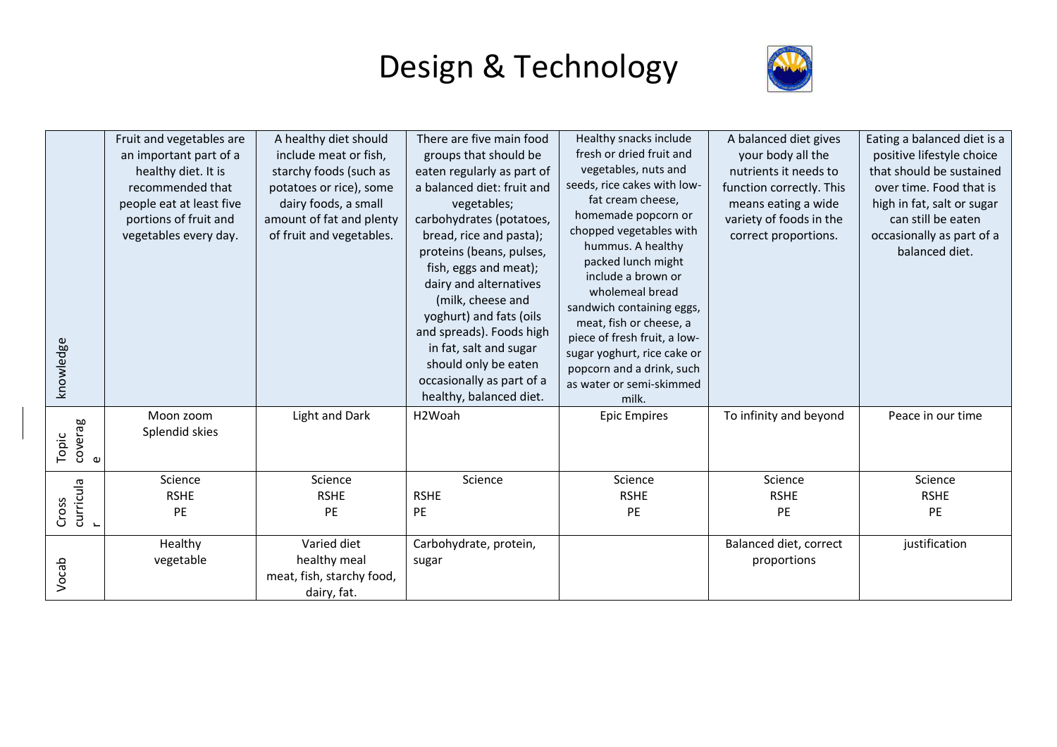# Design & Technology

| | | | | | | |
|---|---|---|---|---|---|---|
| knowledge | Fruit and vegetables are an important part of a healthy diet. It is recommended that people eat at least five portions of fruit and vegetables every day. | A healthy diet should include meat or fish, starchy foods (such as potatoes or rice), some dairy foods, a small amount of fat and plenty of fruit and vegetables. | There are five main food groups that should be eaten regularly as part of a balanced diet: fruit and vegetables; carbohydrates (potatoes, bread, rice and pasta); proteins (beans, pulses, fish, eggs and meat); dairy and alternatives (milk, cheese and yoghurt) and fats (oils and spreads). Foods high in fat, salt and sugar should only be eaten occasionally as part of a healthy, balanced diet. | Healthy snacks include fresh or dried fruit and vegetables, nuts and seeds, rice cakes with low-fat cream cheese, homemade popcorn or chopped vegetables with hummus. A healthy packed lunch might include a brown or wholemeal bread sandwich containing eggs, meat, fish or cheese, a piece of fresh fruit, a low-sugar yoghurt, rice cake or popcorn and a drink, such as water or semi-skimmed milk. | A balanced diet gives your body all the nutrients it needs to function correctly. This means eating a wide variety of foods in the correct proportions. | Eating a balanced diet is a positive lifestyle choice that should be sustained over time. Food that is high in fat, salt or sugar can still be eaten occasionally as part of a balanced diet. |
| Topic coverage | Moon zoom<br>Splendid skies | Light and Dark | H2Woah | Epic Empires | To infinity and beyond | Peace in our time |
| Cross curricular | Science<br>RSHE<br>PE | Science<br>RSHE<br>PE | Science<br>RSHE<br>PE | Science<br>RSHE<br>PE | Science<br>RSHE<br>PE | Science<br>RSHE<br>PE |
| Vocab | Healthy<br>vegetable | Varied diet<br>healthy meal<br>meat, fish, starchy food, dairy, fat. | Carbohydrate, protein, sugar | | Balanced diet, correct proportions | justification |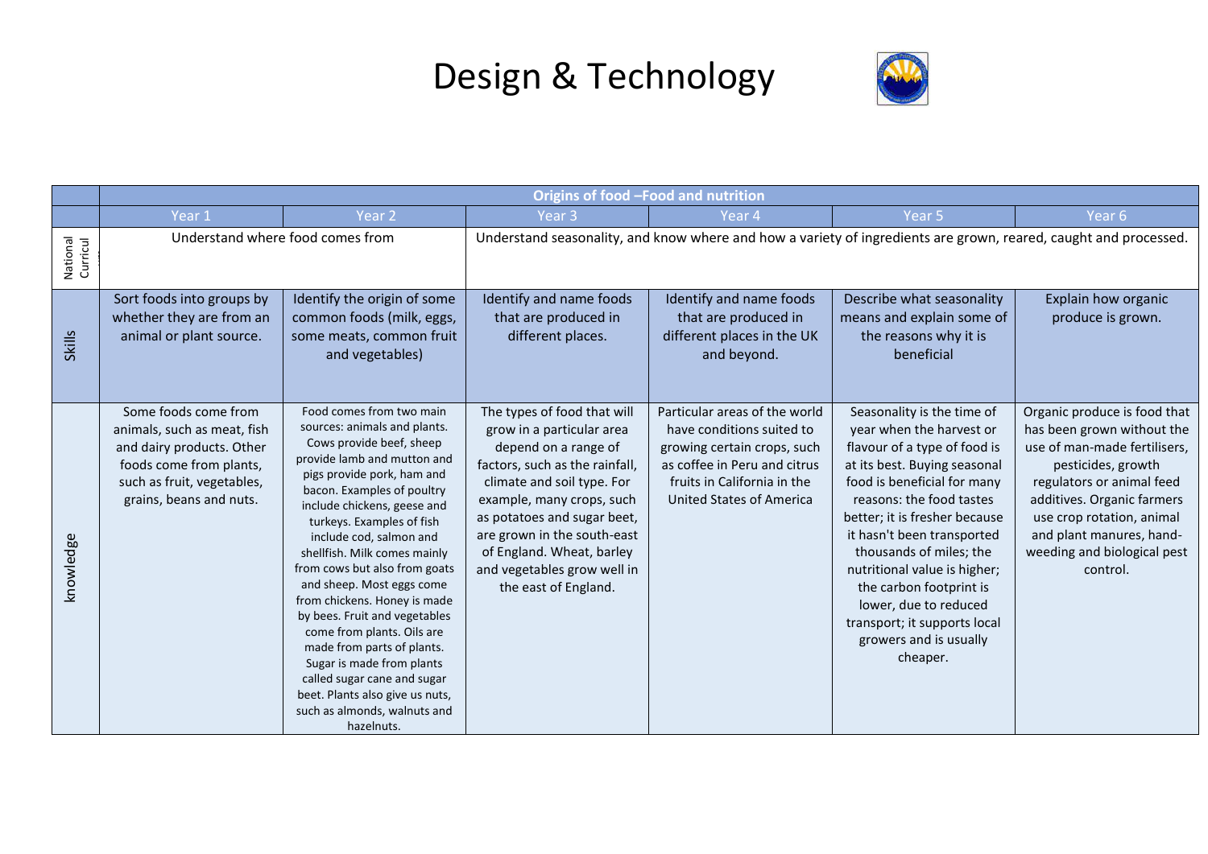# Design & Technology

| | Origins of food –Food and nutrition | | | | | |
|---|---|---|---|---|---|---|
| | Year 1 | Year 2 | Year 3 | Year 4 | Year 5 | Year 6 |
| National Curriculum | Understand where food comes from | | Understand seasonality, and know where and how a variety of ingredients are grown, reared, caught and processed. | | | |
| Skills | Sort foods into groups by whether they are from an animal or plant source. | Identify the origin of some common foods (milk, eggs, some meats, common fruit and vegetables) | Identify and name foods that are produced in different places. | Identify and name foods that are produced in different places in the UK and beyond. | Describe what seasonality means and explain some of the reasons why it is beneficial | Explain how organic produce is grown. |
| knowledge | Some foods come from animals, such as meat, fish and dairy products. Other foods come from plants, such as fruit, vegetables, grains, beans and nuts. | Food comes from two main sources: animals and plants. Cows provide beef, sheep provide lamb and mutton and pigs provide pork, ham and bacon. Examples of poultry include chickens, geese and turkeys. Examples of fish include cod, salmon and shellfish. Milk comes mainly from cows but also from goats and sheep. Most eggs come from chickens. Honey is made by bees. Fruit and vegetables come from plants. Oils are made from parts of plants. Sugar is made from plants called sugar cane and sugar beet. Plants also give us nuts, such as almonds, walnuts and hazelnuts. | The types of food that will grow in a particular area depend on a range of factors, such as the rainfall, climate and soil type. For example, many crops, such as potatoes and sugar beet, are grown in the south-east of England. Wheat, barley and vegetables grow well in the east of England. | Particular areas of the world have conditions suited to growing certain crops, such as coffee in Peru and citrus fruits in California in the United States of America | Seasonality is the time of year when the harvest or flavour of a type of food is at its best. Buying seasonal food is beneficial for many reasons: the food tastes better; it is fresher because it hasn't been transported thousands of miles; the nutritional value is higher; the carbon footprint is lower, due to reduced transport; it supports local growers and is usually cheaper. | Organic produce is food that has been grown without the use of man-made fertilisers, pesticides, growth regulators or animal feed additives. Organic farmers use crop rotation, animal and plant manures, hand-weeding and biological pest control. |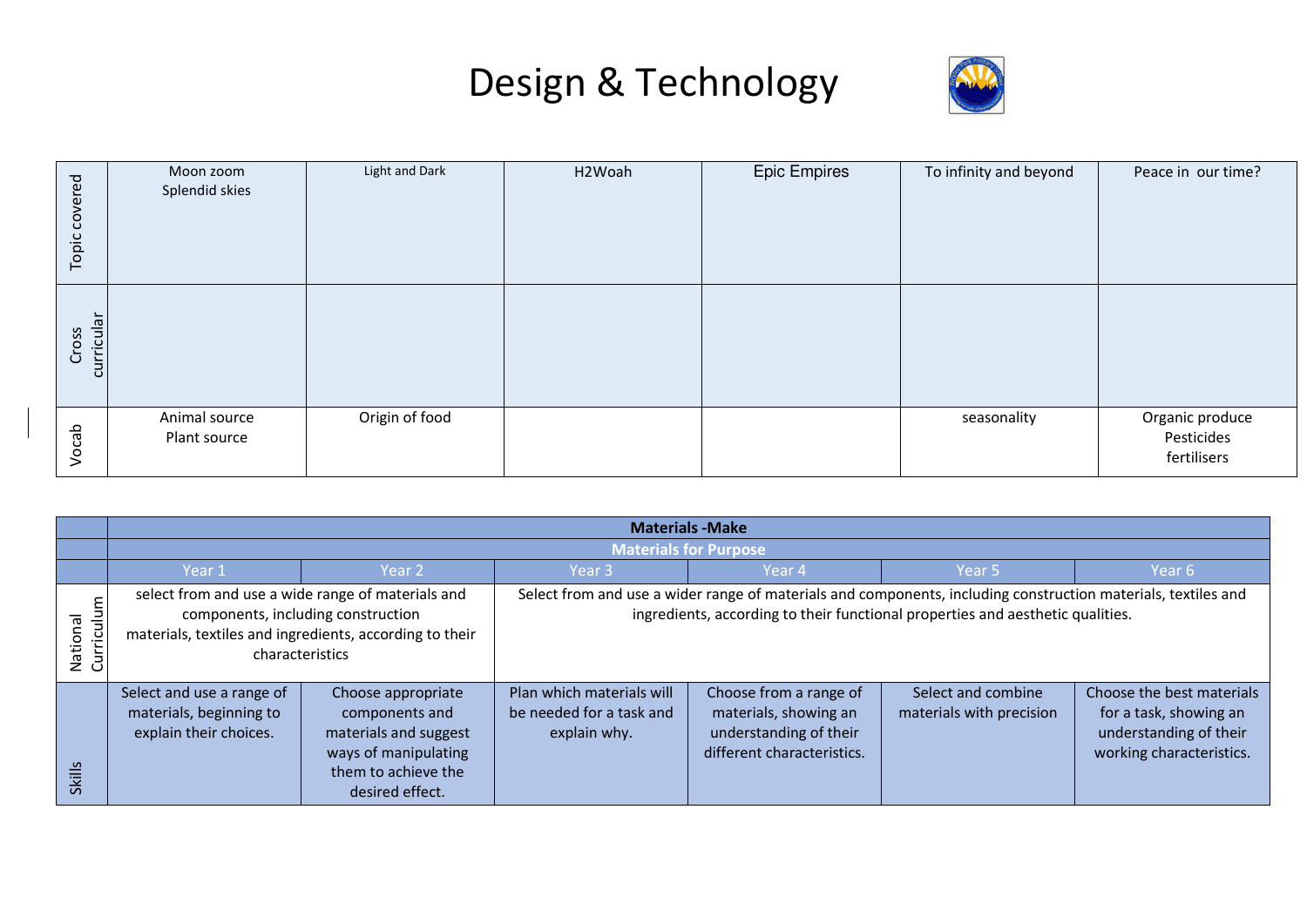# Design & Technology

| | | | | | | |
|---|---|---|---|---|---|---|
| Topic covered | Moon zoom<br>Splendid skies | Light and Dark | H2Woah | Epic Empires | To infinity and beyond | Peace in our time? |
| Cross curricular | | | | | | |
| Vocab | Animal source<br>Plant source | Origin of food | | | seasonality | Organic produce<br>Pesticides<br>fertilisers |

| | **Materials -Make** | | | | | |
|---|---|---|---|---|---|---|
| | **Materials for Purpose** | | | | | |
| | Year 1 | Year 2 | Year 3 | Year 4 | Year 5 | Year 6 |
| National Curriculum | select from and use a wide range of materials and components, including construction materials, textiles and ingredients, according to their characteristics | | Select from and use a wider range of materials and components, including construction materials, textiles and ingredients, according to their functional properties and aesthetic qualities. | | | |
| Skills | Select and use a range of materials, beginning to explain their choices. | Choose appropriate components and materials and suggest ways of manipulating them to achieve the desired effect. | Plan which materials will be needed for a task and explain why. | Choose from a range of materials, showing an understanding of their different characteristics. | Select and combine materials with precision | Choose the best materials for a task, showing an understanding of their working characteristics. |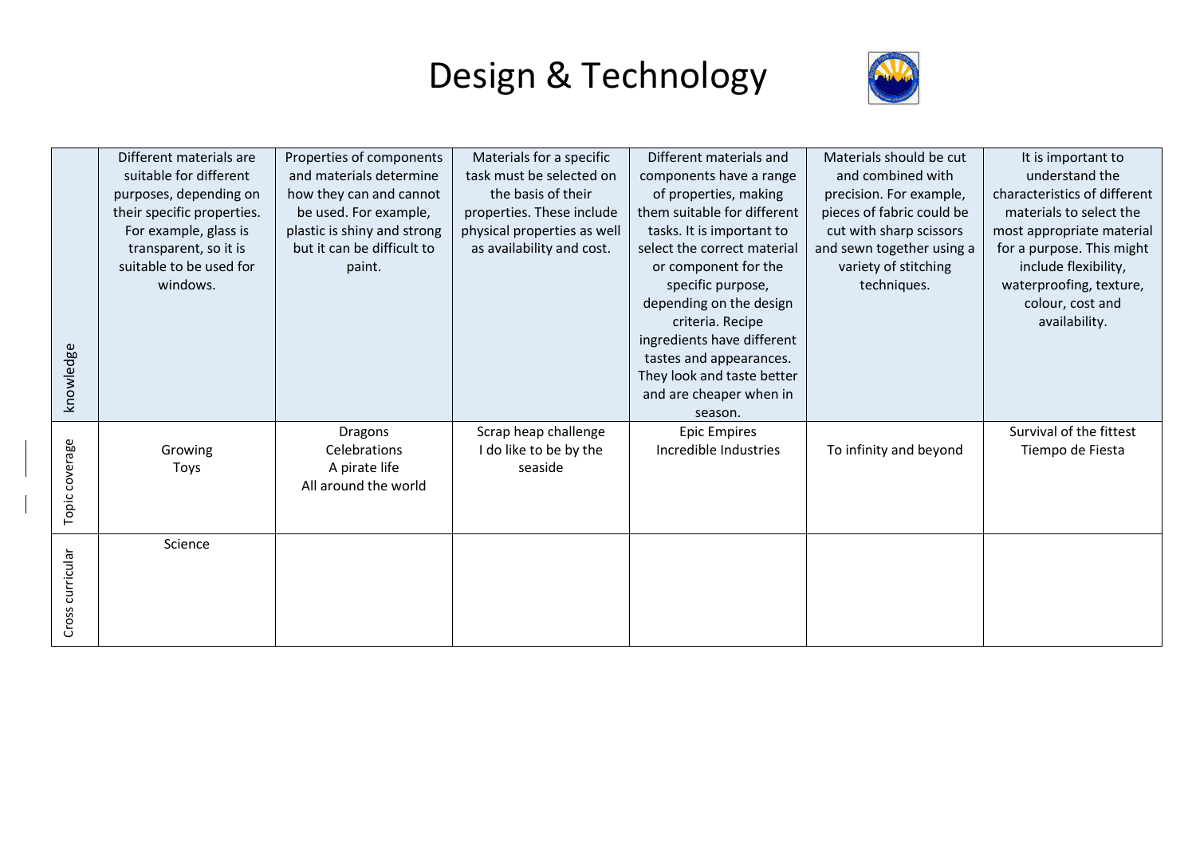# Design & Technology

| | | | | | | |
|---|---|---|---|---|---|---|
| knowledge | Different materials are suitable for different purposes, depending on their specific properties. For example, glass is transparent, so it is suitable to be used for windows. | Properties of components and materials determine how they can and cannot be used. For example, plastic is shiny and strong but it can be difficult to paint. | Materials for a specific task must be selected on the basis of their properties. These include physical properties as well as availability and cost. | Different materials and components have a range of properties, making them suitable for different tasks. It is important to select the correct material or component for the specific purpose, depending on the design criteria. Recipe ingredients have different tastes and appearances. They look and taste better and are cheaper when in season. | Materials should be cut and combined with precision. For example, pieces of fabric could be cut with sharp scissors and sewn together using a variety of stitching techniques. | It is important to understand the characteristics of different materials to select the most appropriate material for a purpose. This might include flexibility, waterproofing, texture, colour, cost and availability. |
| Topic coverage | Growing<br>Toys | Dragons<br>Celebrations<br>A pirate life<br>All around the world | Scrap heap challenge<br>I do like to be by the seaside | Epic Empires<br>Incredible Industries | To infinity and beyond | Survival of the fittest<br>Tiempo de Fiesta |
| Cross curricular | Science | | | | | |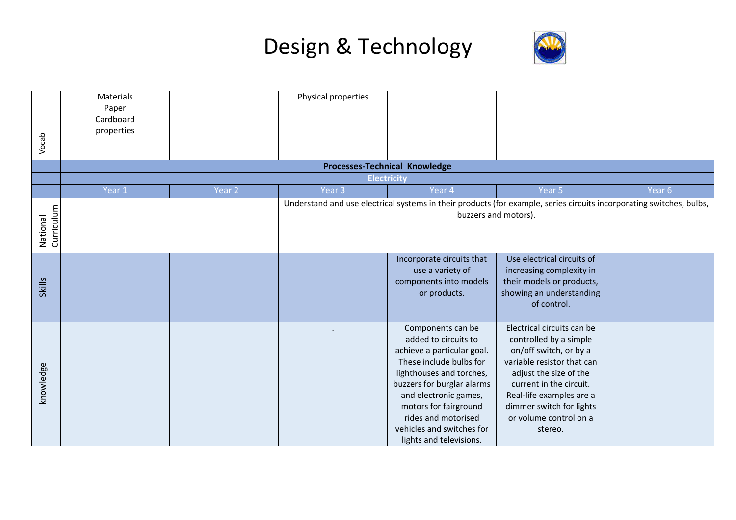# Design & Technology

| | | | | | | |
|---|---|---|---|---|---|---|
| Vocab | Materials<br>Paper<br>Cardboard<br>properties | | Physical properties | | | |
| | **Processes-Technical Knowledge** | | | | | |
| | **Electricity** | | | | | |
| | Year 1 | Year 2 | Year 3 | Year 4 | Year 5 | Year 6 |
| National Curriculum | | | Understand and use electrical systems in their products (for example, series circuits incorporating switches, bulbs, buzzers and motors). | | | |
| Skills | | | | Incorporate circuits that use a variety of components into models or products. | Use electrical circuits of increasing complexity in their models or products, showing an understanding of control. | |
| knowledge | | | . | Components can be added to circuits to achieve a particular goal. These include bulbs for lighthouses and torches, buzzers for burglar alarms and electronic games, motors for fairground rides and motorised vehicles and switches for lights and televisions. | Electrical circuits can be controlled by a simple on/off switch, or by a variable resistor that can adjust the size of the current in the circuit. Real-life examples are a dimmer switch for lights or volume control on a stereo. | |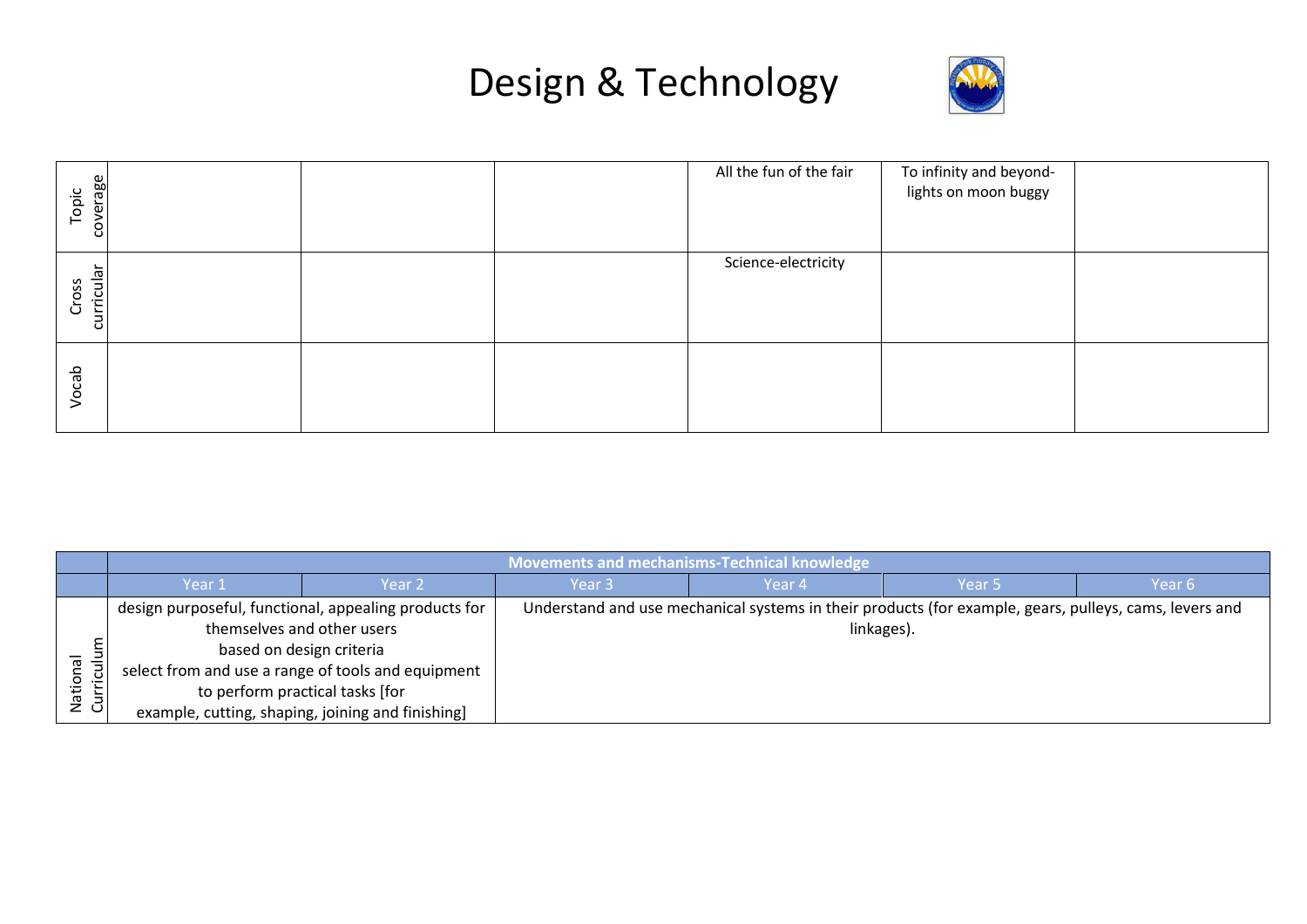# Design & Technology

| | | | | | | |
|---|---|---|---|---|---|---|
| Topic coverage | | | | All the fun of the fair | To infinity and beyond-lights on moon buggy | |
| Cross curricular | | | | Science-electricity | | |
| Vocab | | | | | | |

| | Movements and mechanisms-Technical knowledge | | | | | |
|---|---|---|---|---|---|---|
| | Year 1 | Year 2 | Year 3 | Year 4 | Year 5 | Year 6 |
| National Curriculum | design purposeful, functional, appealing products for themselves and other users based on design criteria select from and use a range of tools and equipment to perform practical tasks [for example, cutting, shaping, joining and finishing] | | Understand and use mechanical systems in their products (for example, gears, pulleys, cams, levers and linkages). | | | |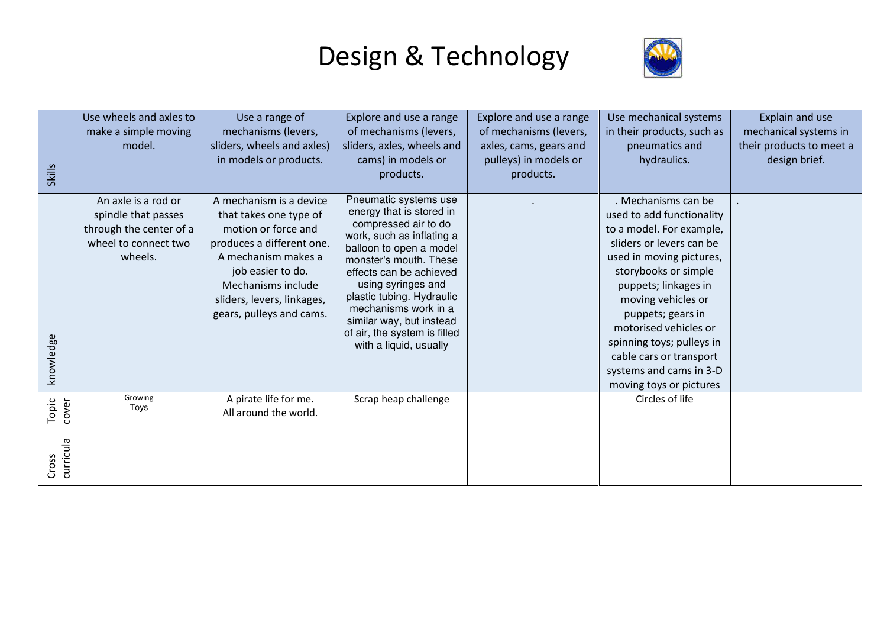# Design & Technology

| Skills | Use wheels and axles to make a simple moving model. | Use a range of mechanisms (levers, sliders, wheels and axles) in models or products. | Explore and use a range of mechanisms (levers, sliders, axles, wheels and cams) in models or products. | Explore and use a range of mechanisms (levers, axles, cams, gears and pulleys) in models or products. | Use mechanical systems in their products, such as pneumatics and hydraulics. | Explain and use mechanical systems in their products to meet a design brief. |
|---|---|---|---|---|---|---|
| knowledge | An axle is a rod or spindle that passes through the center of a wheel to connect two wheels. | A mechanism is a device that takes one type of motion or force and produces a different one. A mechanism makes a job easier to do. Mechanisms include sliders, levers, linkages, gears, pulleys and cams. | Pneumatic systems use energy that is stored in compressed air to do work, such as inflating a balloon to open a model monster's mouth. These effects can be achieved using syringes and plastic tubing. Hydraulic mechanisms work in a similar way, but instead of air, the system is filled with a liquid, usually | . | . Mechanisms can be used to add functionality to a model. For example, sliders or levers can be used in moving pictures, storybooks or simple puppets; linkages in moving vehicles or puppets; gears in motorised vehicles or spinning toys; pulleys in cable cars or transport systems and cams in 3-D moving toys or pictures | . |
| Topic cover | Growing<br>Toys | A pirate life for me.<br>All around the world. | Scrap heap challenge | | Circles of life | |
| Cross curricula | | | | | | |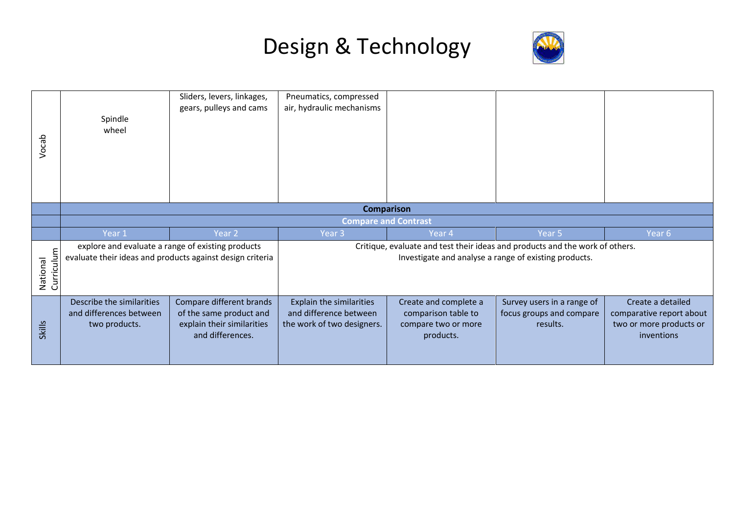# Design & Technology

| | | | | | | |
|---|---|---|---|---|---|---|
| Vocab | Spindle wheel | Sliders, levers, linkages, gears, pulleys and cams | Pneumatics, compressed air, hydraulic mechanisms | | | |
| | **Comparison** | | | | | |
| | **Compare and Contrast** | | | | | |
| | Year 1 | Year 2 | Year 3 | Year 4 | Year 5 | Year 6 |
| National Curriculum | explore and evaluate a range of existing products<br>evaluate their ideas and products against design criteria | | Critique, evaluate and test their ideas and products and the work of others.<br>Investigate and analyse a range of existing products. | | | |
| Skills | Describe the similarities and differences between two products. | Compare different brands of the same product and explain their similarities and differences. | Explain the similarities and difference between the work of two designers. | Create and complete a comparison table to compare two or more products. | Survey users in a range of focus groups and compare results. | Create a detailed comparative report about two or more products or inventions |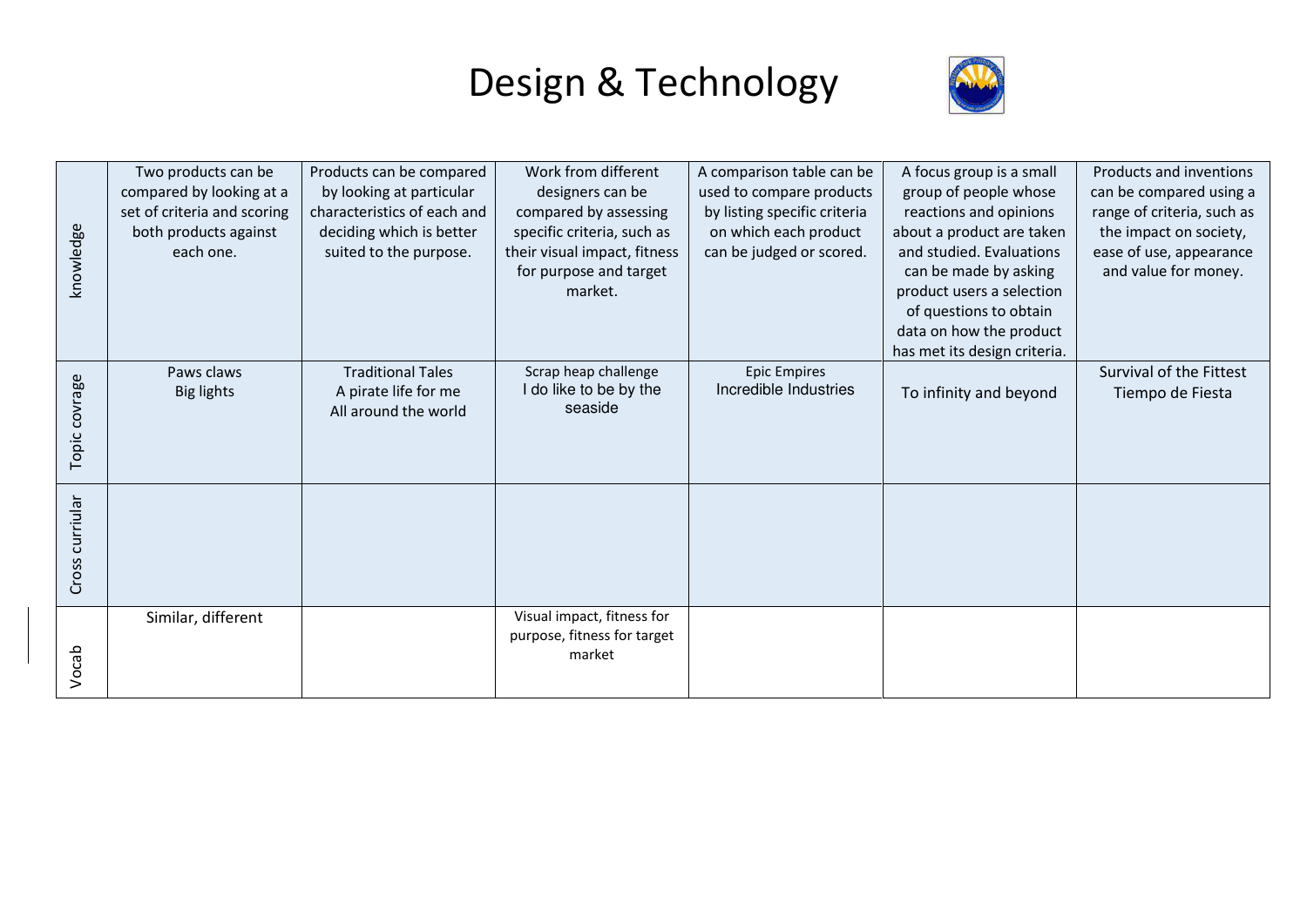# Design & Technology

| | | | | | | |
|---|---|---|---|---|---|---|
| knowledge | Two products can be compared by looking at a set of criteria and scoring both products against each one. | Products can be compared by looking at particular characteristics of each and deciding which is better suited to the purpose. | Work from different designers can be compared by assessing specific criteria, such as their visual impact, fitness for purpose and target market. | A comparison table can be used to compare products by listing specific criteria on which each product can be judged or scored. | A focus group is a small group of people whose reactions and opinions about a product are taken and studied. Evaluations can be made by asking product users a selection of questions to obtain data on how the product has met its design criteria. | Products and inventions can be compared using a range of criteria, such as the impact on society, ease of use, appearance and value for money. |
| Topic covrage | Paws claws<br>Big lights | Traditional Tales<br>A pirate life for me<br>All around the world | Scrap heap challenge<br>I do like to be by the seaside | Epic Empires<br>Incredible Industries | To infinity and beyond | Survival of the Fittest<br>Tiempo de Fiesta |
| Cross curriular | | | | | | |
| Vocab | Similar, different | | Visual impact, fitness for purpose, fitness for target market | | | |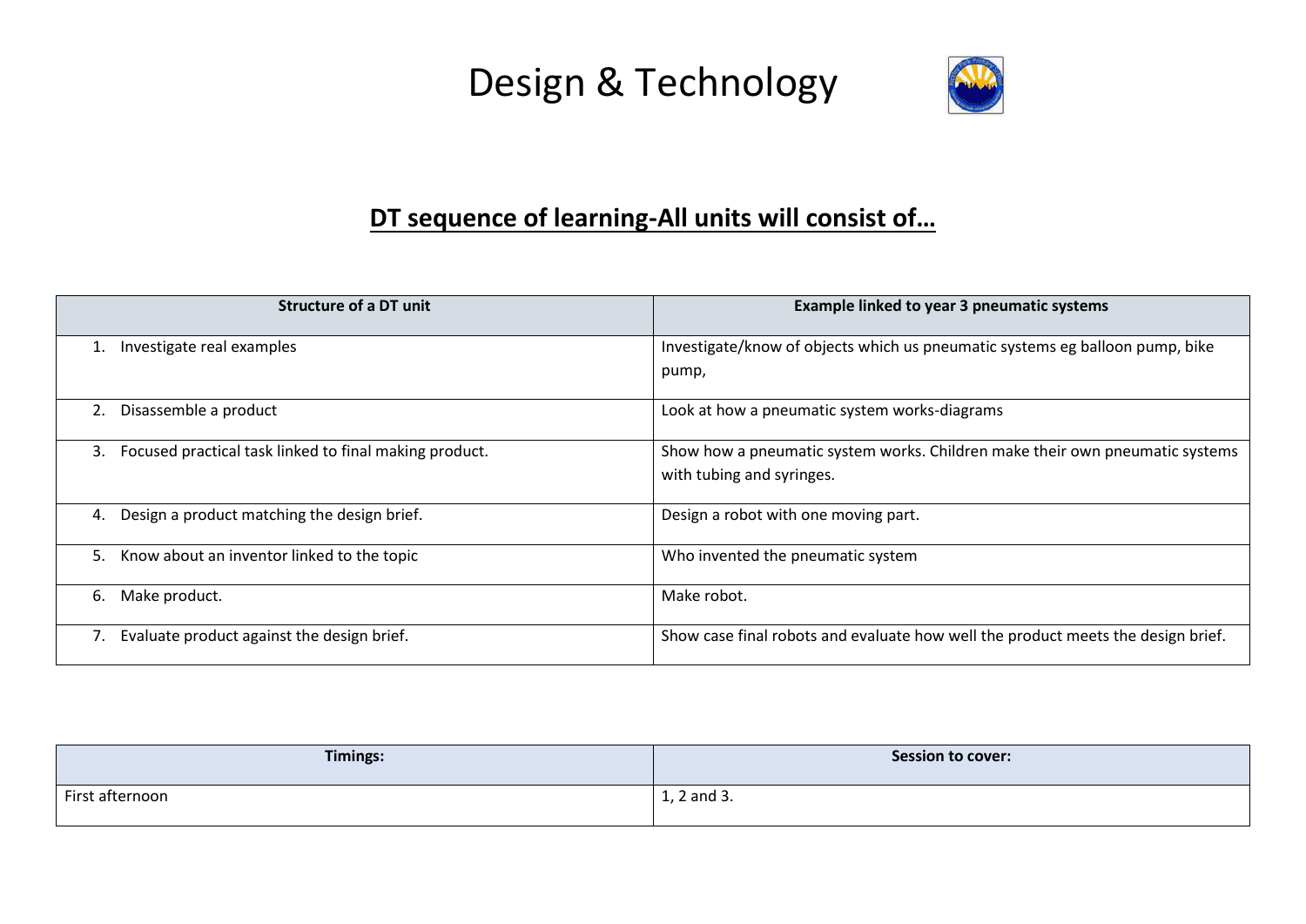# Design & Technology

## DT sequence of learning-All units will consist of…

| Structure of a DT unit | Example linked to year 3 pneumatic systems |
|---|---|
| 1. Investigate real examples | Investigate/know of objects which us pneumatic systems eg balloon pump, bike pump, |
| 2. Disassemble a product | Look at how a pneumatic system works-diagrams |
| 3. Focused practical task linked to final making product. | Show how a pneumatic system works. Children make their own pneumatic systems with tubing and syringes. |
| 4. Design a product matching the design brief. | Design a robot with one moving part. |
| 5. Know about an inventor linked to the topic | Who invented the pneumatic system |
| 6. Make product. | Make robot. |
| 7. Evaluate product against the design brief. | Show case final robots and evaluate how well the product meets the design brief. |

| Timings: | Session to cover: |
|---|---|
| First afternoon | 1, 2 and 3. |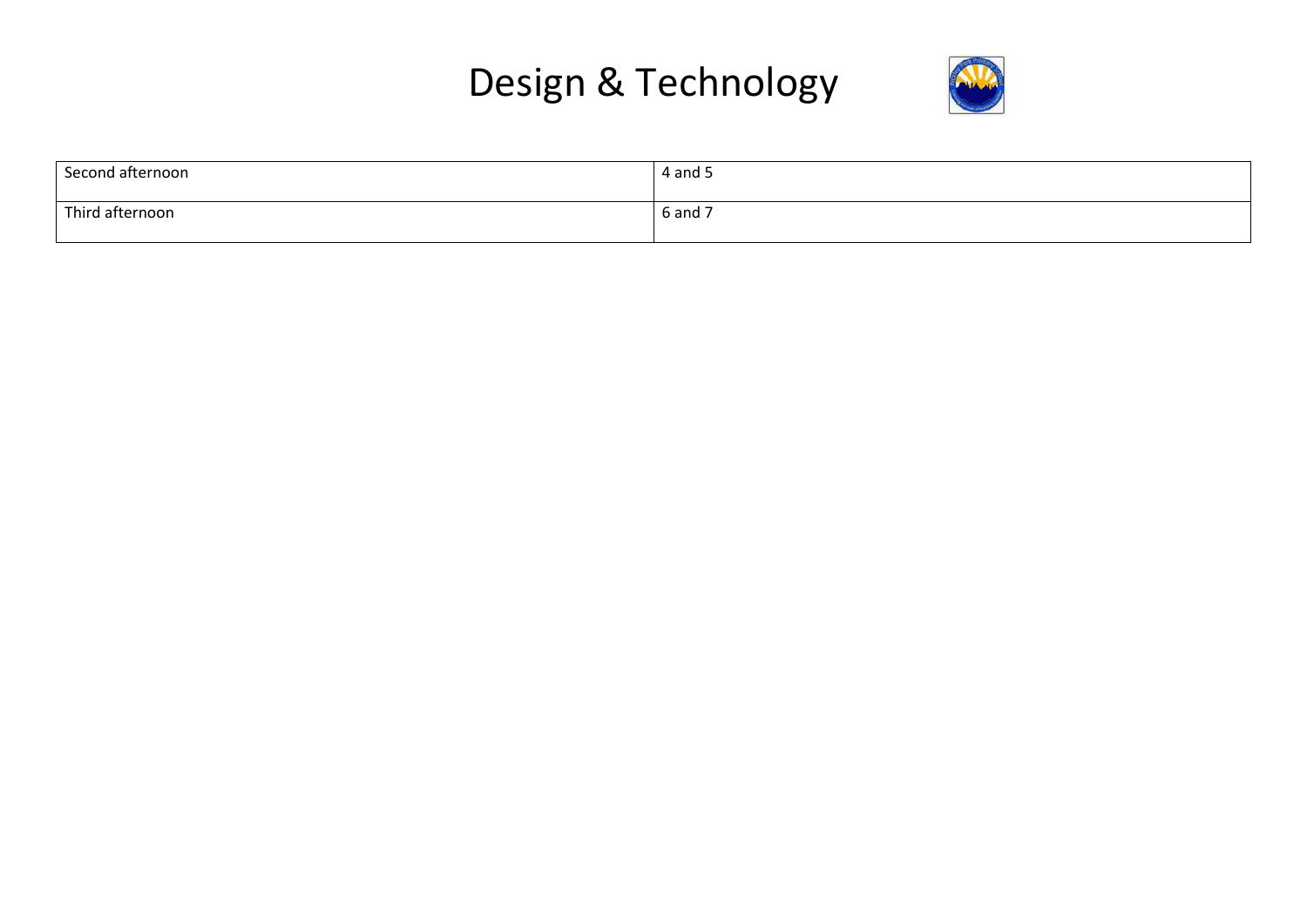# Design & Technology

| | |
|---|---|
| Second afternoon | 4 and 5 |
| Third afternoon | 6 and 7 |